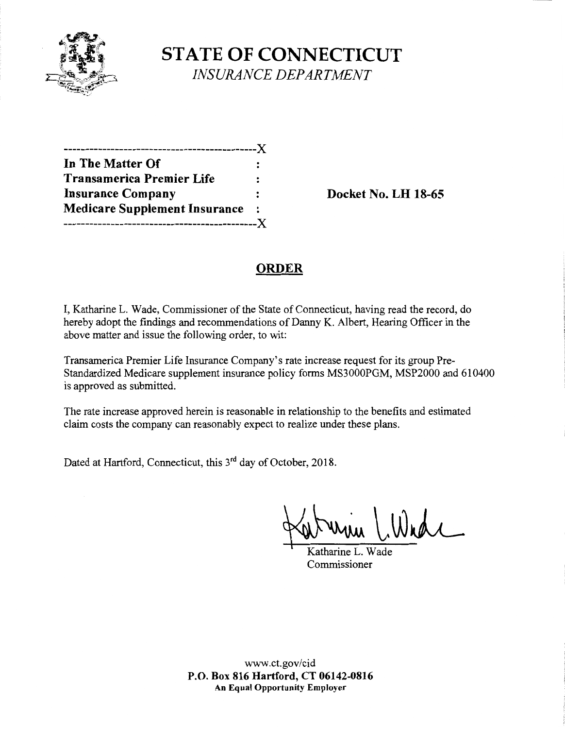# STATE OF CONNECTICUT

*INSURANCE DEPARTMENT*

---------------------------------------------X

**In The Matter Of** :
**Transamerica Premier Life** :
**Insurance Company** : **Docket No. LH 18-65**
**Medicare Supplement Insurance** :

---------------------------------------------X

## ORDER

I, Katharine L. Wade, Commissioner of the State of Connecticut, having read the record, do hereby adopt the findings and recommendations of Danny K. Albert, Hearing Officer in the above matter and issue the following order, to wit:

Transamerica Premier Life Insurance Company's rate increase request for its group Pre-Standardized Medicare supplement insurance policy forms MS3000PGM, MSP2000 and 610400 is approved as submitted.

The rate increase approved herein is reasonable in relationship to the benefits and estimated claim costs the company can reasonably expect to realize under these plans.

Dated at Hartford, Connecticut, this 3rd day of October, 2018.

Katharine L. Wade
Commissioner

www.ct.gov/cid
**P.O. Box 816 Hartford, CT 06142-0816**
**An Equal Opportunity Employer**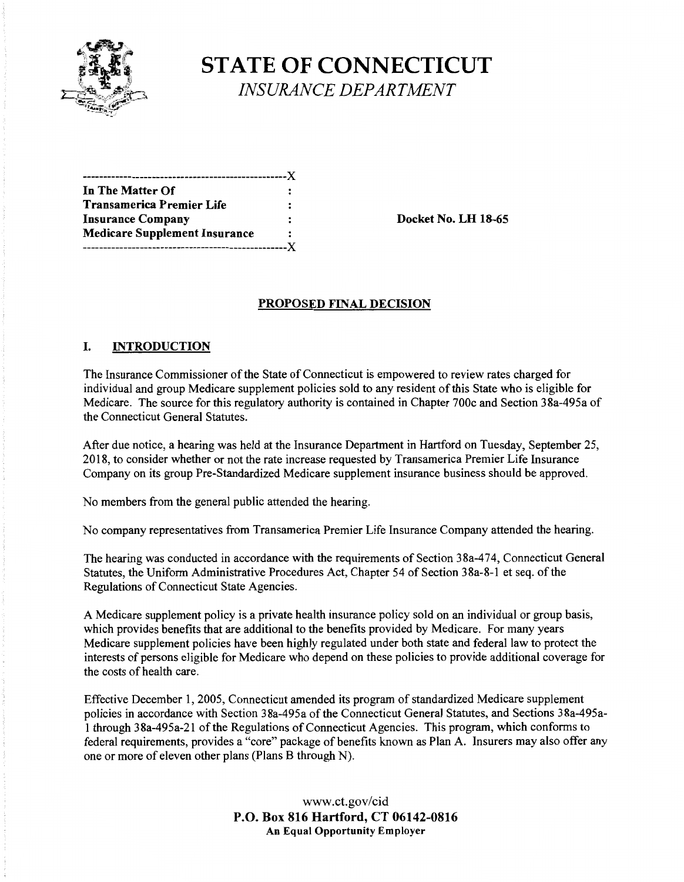# STATE OF CONNECTICUT

*INSURANCE DEPARTMENT*

```
--------------------------------------------------X
In The Matter Of                                  :
Transamerica Premier Life                         :
Insurance Company                                 :
Medicare Supplement Insurance                     :
--------------------------------------------------X
```

**Docket No. LH 18-65**

## PROPOSED FINAL DECISION

## I. INTRODUCTION

The Insurance Commissioner of the State of Connecticut is empowered to review rates charged for individual and group Medicare supplement policies sold to any resident of this State who is eligible for Medicare. The source for this regulatory authority is contained in Chapter 700c and Section 38a-495a of the Connecticut General Statutes.

After due notice, a hearing was held at the Insurance Department in Hartford on Tuesday, September 25, 2018, to consider whether or not the rate increase requested by Transamerica Premier Life Insurance Company on its group Pre-Standardized Medicare supplement insurance business should be approved.

No members from the general public attended the hearing.

No company representatives from Transamerica Premier Life Insurance Company attended the hearing.

The hearing was conducted in accordance with the requirements of Section 38a-474, Connecticut General Statutes, the Uniform Administrative Procedures Act, Chapter 54 of Section 38a-8-1 et seq. of the Regulations of Connecticut State Agencies.

A Medicare supplement policy is a private health insurance policy sold on an individual or group basis, which provides benefits that are additional to the benefits provided by Medicare. For many years Medicare supplement policies have been highly regulated under both state and federal law to protect the interests of persons eligible for Medicare who depend on these policies to provide additional coverage for the costs of health care.

Effective December 1, 2005, Connecticut amended its program of standardized Medicare supplement policies in accordance with Section 38a-495a of the Connecticut General Statutes, and Sections 38a-495a-1 through 38a-495a-21 of the Regulations of Connecticut Agencies. This program, which conforms to federal requirements, provides a "core" package of benefits known as Plan A. Insurers may also offer any one or more of eleven other plans (Plans B through N).

www.ct.gov/cid
**P.O. Box 816 Hartford, CT 06142-0816**
**An Equal Opportunity Employer**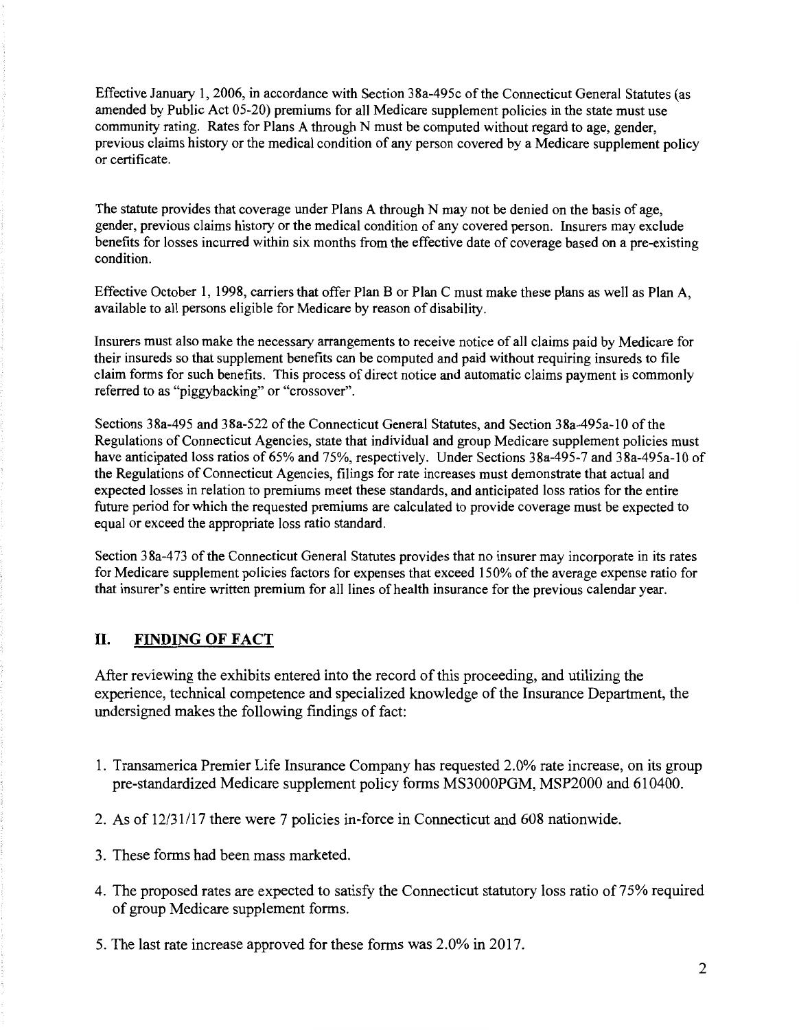Effective January 1, 2006, in accordance with Section 38a-495c of the Connecticut General Statutes (as amended by Public Act 05-20) premiums for all Medicare supplement policies in the state must use community rating. Rates for Plans A through N must be computed without regard to age, gender, previous claims history or the medical condition of any person covered by a Medicare supplement policy or certificate.

The statute provides that coverage under Plans A through N may not be denied on the basis of age, gender, previous claims history or the medical condition of any covered person. Insurers may exclude benefits for losses incurred within six months from the effective date of coverage based on a pre-existing condition.

Effective October 1, 1998, carriers that offer Plan B or Plan C must make these plans as well as Plan A, available to all persons eligible for Medicare by reason of disability.

Insurers must also make the necessary arrangements to receive notice of all claims paid by Medicare for their insureds so that supplement benefits can be computed and paid without requiring insureds to file claim forms for such benefits. This process of direct notice and automatic claims payment is commonly referred to as "piggybacking" or "crossover".

Sections 38a-495 and 38a-522 of the Connecticut General Statutes, and Section 38a-495a-10 of the Regulations of Connecticut Agencies, state that individual and group Medicare supplement policies must have anticipated loss ratios of 65% and 75%, respectively. Under Sections 38a-495-7 and 38a-495a-10 of the Regulations of Connecticut Agencies, filings for rate increases must demonstrate that actual and expected losses in relation to premiums meet these standards, and anticipated loss ratios for the entire future period for which the requested premiums are calculated to provide coverage must be expected to equal or exceed the appropriate loss ratio standard.

Section 38a-473 of the Connecticut General Statutes provides that no insurer may incorporate in its rates for Medicare supplement policies factors for expenses that exceed 150% of the average expense ratio for that insurer's entire written premium for all lines of health insurance for the previous calendar year.

## II. FINDING OF FACT

After reviewing the exhibits entered into the record of this proceeding, and utilizing the experience, technical competence and specialized knowledge of the Insurance Department, the undersigned makes the following findings of fact:

1. Transamerica Premier Life Insurance Company has requested 2.0% rate increase, on its group pre-standardized Medicare supplement policy forms MS3000PGM, MSP2000 and 610400.

2. As of 12/31/17 there were 7 policies in-force in Connecticut and 608 nationwide.

3. These forms had been mass marketed.

4. The proposed rates are expected to satisfy the Connecticut statutory loss ratio of 75% required of group Medicare supplement forms.

5. The last rate increase approved for these forms was 2.0% in 2017.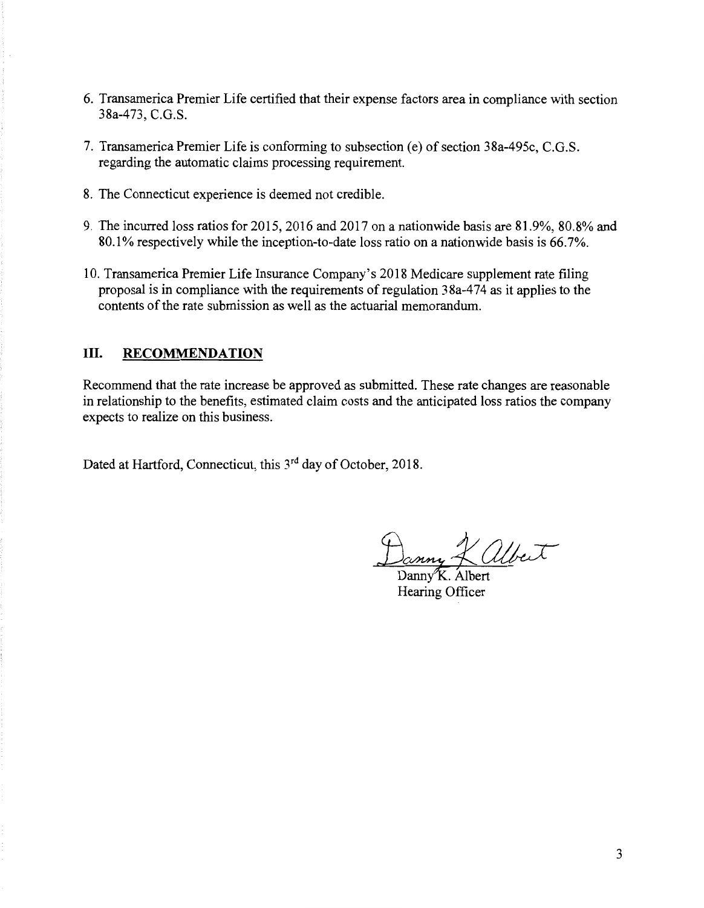6. Transamerica Premier Life certified that their expense factors area in compliance with section 38a-473, C.G.S.

7. Transamerica Premier Life is conforming to subsection (e) of section 38a-495c, C.G.S. regarding the automatic claims processing requirement.

8. The Connecticut experience is deemed not credible.

9. The incurred loss ratios for 2015, 2016 and 2017 on a nationwide basis are 81.9%, 80.8% and 80.1% respectively while the inception-to-date loss ratio on a nationwide basis is 66.7%.

10. Transamerica Premier Life Insurance Company's 2018 Medicare supplement rate filing proposal is in compliance with the requirements of regulation 38a-474 as it applies to the contents of the rate submission as well as the actuarial memorandum.

## III. RECOMMENDATION

Recommend that the rate increase be approved as submitted. These rate changes are reasonable in relationship to the benefits, estimated claim costs and the anticipated loss ratios the company expects to realize on this business.

Dated at Hartford, Connecticut, this 3rd day of October, 2018.

Danny K. Albert

Danny K. Albert
Hearing Officer